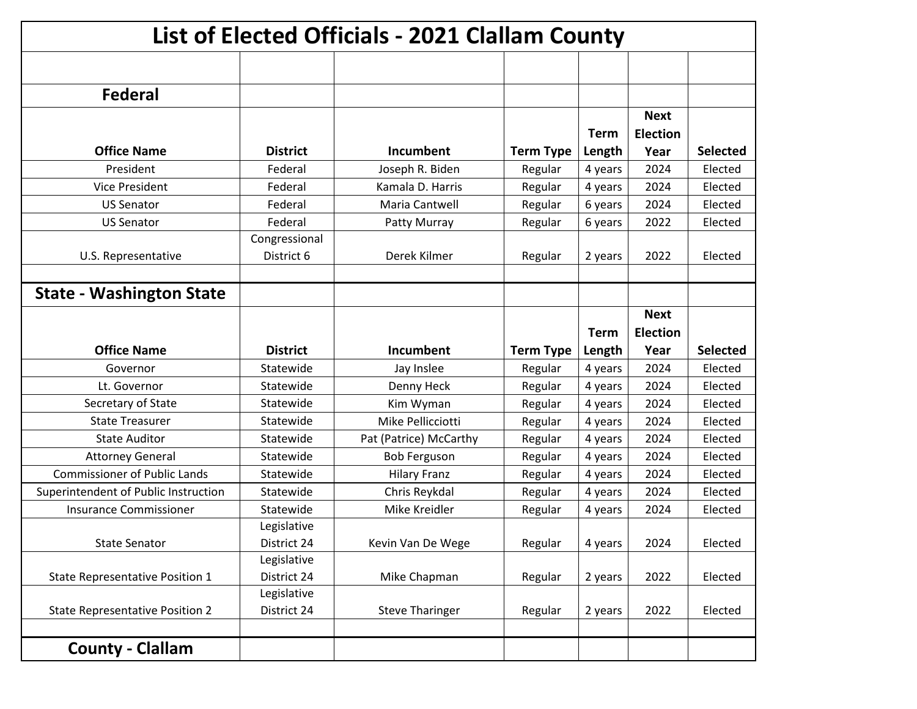# List of Elected Officials - 2021 Clallam County

## Federal

| Office Name | District | Incumbent | Term Type | Term Length | Next Election Year | Selected |
|---|---|---|---|---|---|---|
| President | Federal | Joseph R. Biden | Regular | 4 years | 2024 | Elected |
| Vice President | Federal | Kamala D. Harris | Regular | 4 years | 2024 | Elected |
| US Senator | Federal | Maria Cantwell | Regular | 6 years | 2024 | Elected |
| US Senator | Federal | Patty Murray | Regular | 6 years | 2022 | Elected |
| U.S. Representative | Congressional District 6 | Derek Kilmer | Regular | 2 years | 2022 | Elected |

## State - Washington State

| Office Name | District | Incumbent | Term Type | Term Length | Next Election Year | Selected |
|---|---|---|---|---|---|---|
| Governor | Statewide | Jay Inslee | Regular | 4 years | 2024 | Elected |
| Lt. Governor | Statewide | Denny Heck | Regular | 4 years | 2024 | Elected |
| Secretary of State | Statewide | Kim Wyman | Regular | 4 years | 2024 | Elected |
| State Treasurer | Statewide | Mike Pellicciotti | Regular | 4 years | 2024 | Elected |
| State Auditor | Statewide | Pat (Patrice) McCarthy | Regular | 4 years | 2024 | Elected |
| Attorney General | Statewide | Bob Ferguson | Regular | 4 years | 2024 | Elected |
| Commissioner of Public Lands | Statewide | Hilary Franz | Regular | 4 years | 2024 | Elected |
| Superintendent of Public Instruction | Statewide | Chris Reykdal | Regular | 4 years | 2024 | Elected |
| Insurance Commissioner | Statewide | Mike Kreidler | Regular | 4 years | 2024 | Elected |
| State Senator | Legislative District 24 | Kevin Van De Wege | Regular | 4 years | 2024 | Elected |
| State Representative Position 1 | Legislative District 24 | Mike Chapman | Regular | 2 years | 2022 | Elected |
| State Representative Position 2 | Legislative District 24 | Steve Tharinger | Regular | 2 years | 2022 | Elected |

## County - Clallam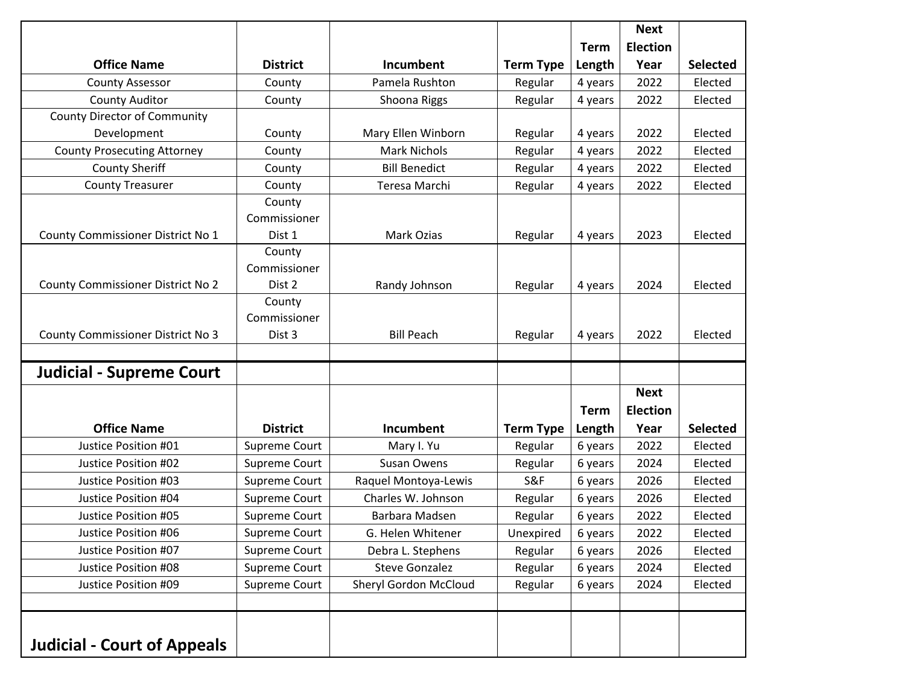| Office Name | District | Incumbent | Term Type | Term Length | Next Election Year | Selected |
|---|---|---|---|---|---|---|
| County Assessor | County | Pamela Rushton | Regular | 4 years | 2022 | Elected |
| County Auditor | County | Shoona Riggs | Regular | 4 years | 2022 | Elected |
| County Director of Community Development | County | Mary Ellen Winborn | Regular | 4 years | 2022 | Elected |
| County Prosecuting Attorney | County | Mark Nichols | Regular | 4 years | 2022 | Elected |
| County Sheriff | County | Bill Benedict | Regular | 4 years | 2022 | Elected |
| County Treasurer | County | Teresa Marchi | Regular | 4 years | 2022 | Elected |
| County Commissioner District No 1 | County Commissioner Dist 1 | Mark Ozias | Regular | 4 years | 2023 | Elected |
| County Commissioner District No 2 | County Commissioner Dist 2 | Randy Johnson | Regular | 4 years | 2024 | Elected |
| County Commissioner District No 3 | County Commissioner Dist 3 | Bill Peach | Regular | 4 years | 2022 | Elected |

## Judicial - Supreme Court

| Office Name | District | Incumbent | Term Type | Term Length | Next Election Year | Selected |
|---|---|---|---|---|---|---|
| Justice Position #01 | Supreme Court | Mary I. Yu | Regular | 6 years | 2022 | Elected |
| Justice Position #02 | Supreme Court | Susan Owens | Regular | 6 years | 2024 | Elected |
| Justice Position #03 | Supreme Court | Raquel Montoya-Lewis | S&F | 6 years | 2026 | Elected |
| Justice Position #04 | Supreme Court | Charles W. Johnson | Regular | 6 years | 2026 | Elected |
| Justice Position #05 | Supreme Court | Barbara Madsen | Regular | 6 years | 2022 | Elected |
| Justice Position #06 | Supreme Court | G. Helen Whitener | Unexpired | 6 years | 2022 | Elected |
| Justice Position #07 | Supreme Court | Debra L. Stephens | Regular | 6 years | 2026 | Elected |
| Justice Position #08 | Supreme Court | Steve Gonzalez | Regular | 6 years | 2024 | Elected |
| Justice Position #09 | Supreme Court | Sheryl Gordon McCloud | Regular | 6 years | 2024 | Elected |

## Judicial - Court of Appeals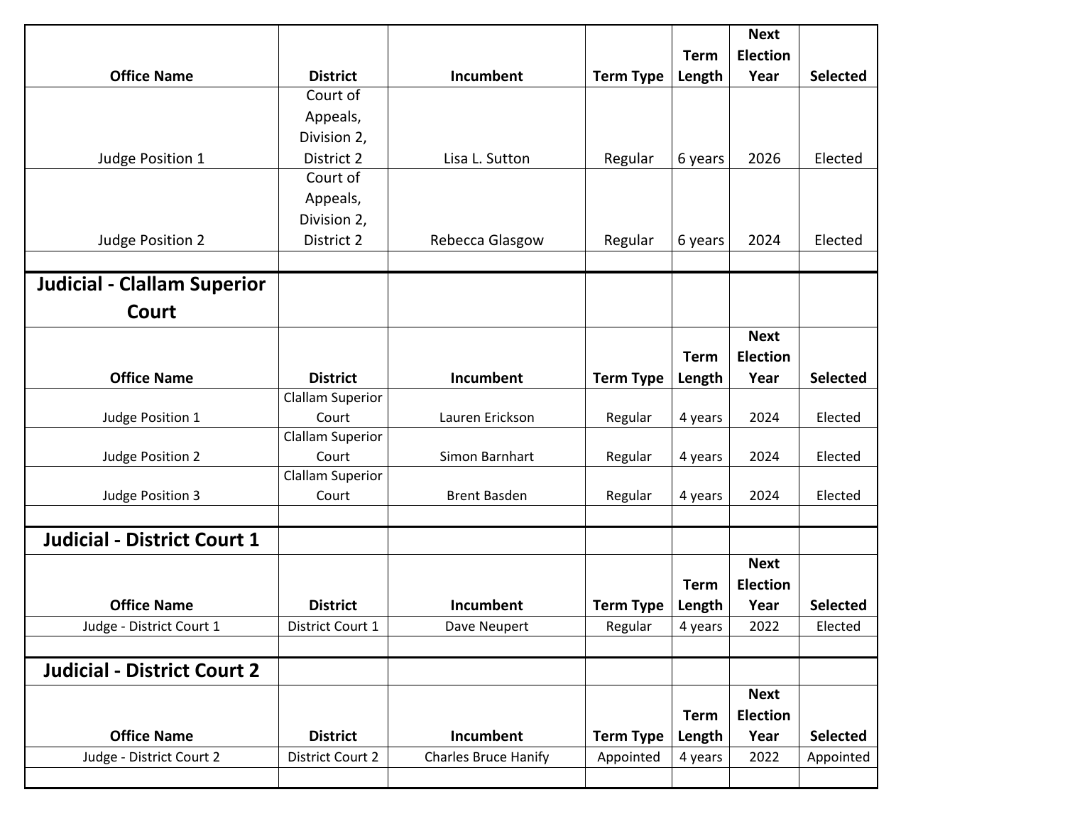| Office Name | District | Incumbent | Term Type | Term Length | Next Election Year | Selected |
|---|---|---|---|---|---|---|
| Judge Position 1 | Court of Appeals, Division 2, District 2 | Lisa L. Sutton | Regular | 6 years | 2026 | Elected |
| Judge Position 2 | Court of Appeals, Division 2, District 2 | Rebecca Glasgow | Regular | 6 years | 2024 | Elected |

## Judicial - Clallam Superior Court

| Office Name | District | Incumbent | Term Type | Term Length | Next Election Year | Selected |
|---|---|---|---|---|---|---|
| Judge Position 1 | Clallam Superior Court | Lauren Erickson | Regular | 4 years | 2024 | Elected |
| Judge Position 2 | Clallam Superior Court | Simon Barnhart | Regular | 4 years | 2024 | Elected |
| Judge Position 3 | Clallam Superior Court | Brent Basden | Regular | 4 years | 2024 | Elected |

## Judicial - District Court 1

| Office Name | District | Incumbent | Term Type | Term Length | Next Election Year | Selected |
|---|---|---|---|---|---|---|
| Judge - District Court 1 | District Court 1 | Dave Neupert | Regular | 4 years | 2022 | Elected |

## Judicial - District Court 2

| Office Name | District | Incumbent | Term Type | Term Length | Next Election Year | Selected |
|---|---|---|---|---|---|---|
| Judge - District Court 2 | District Court 2 | Charles Bruce Hanify | Appointed | 4 years | 2022 | Appointed |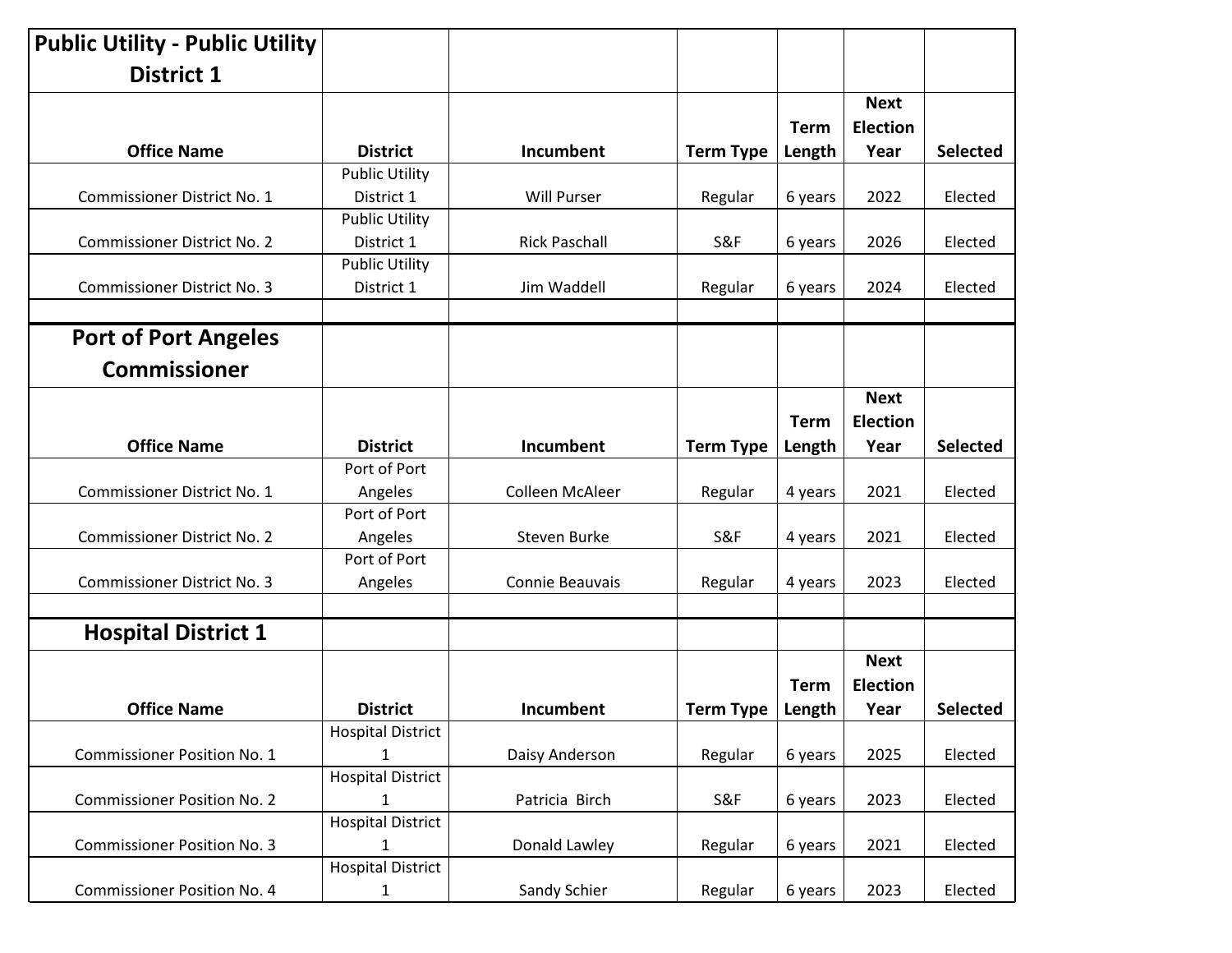## Public Utility - Public Utility District 1

| Office Name | District | Incumbent | Term Type | Term Length | Next Election Year | Selected |
|---|---|---|---|---|---|---|
| Commissioner District No. 1 | Public Utility District 1 | Will Purser | Regular | 6 years | 2022 | Elected |
| Commissioner District No. 2 | Public Utility District 1 | Rick Paschall | S&F | 6 years | 2026 | Elected |
| Commissioner District No. 3 | Public Utility District 1 | Jim Waddell | Regular | 6 years | 2024 | Elected |

## Port of Port Angeles Commissioner

| Office Name | District | Incumbent | Term Type | Term Length | Next Election Year | Selected |
|---|---|---|---|---|---|---|
| Commissioner District No. 1 | Port of Port Angeles | Colleen McAleer | Regular | 4 years | 2021 | Elected |
| Commissioner District No. 2 | Port of Port Angeles | Steven Burke | S&F | 4 years | 2021 | Elected |
| Commissioner District No. 3 | Port of Port Angeles | Connie Beauvais | Regular | 4 years | 2023 | Elected |

## Hospital District 1

| Office Name | District | Incumbent | Term Type | Term Length | Next Election Year | Selected |
|---|---|---|---|---|---|---|
| Commissioner Position No. 1 | Hospital District 1 | Daisy Anderson | Regular | 6 years | 2025 | Elected |
| Commissioner Position No. 2 | Hospital District 1 | Patricia Birch | S&F | 6 years | 2023 | Elected |
| Commissioner Position No. 3 | Hospital District 1 | Donald Lawley | Regular | 6 years | 2021 | Elected |
| Commissioner Position No. 4 | Hospital District 1 | Sandy Schier | Regular | 6 years | 2023 | Elected |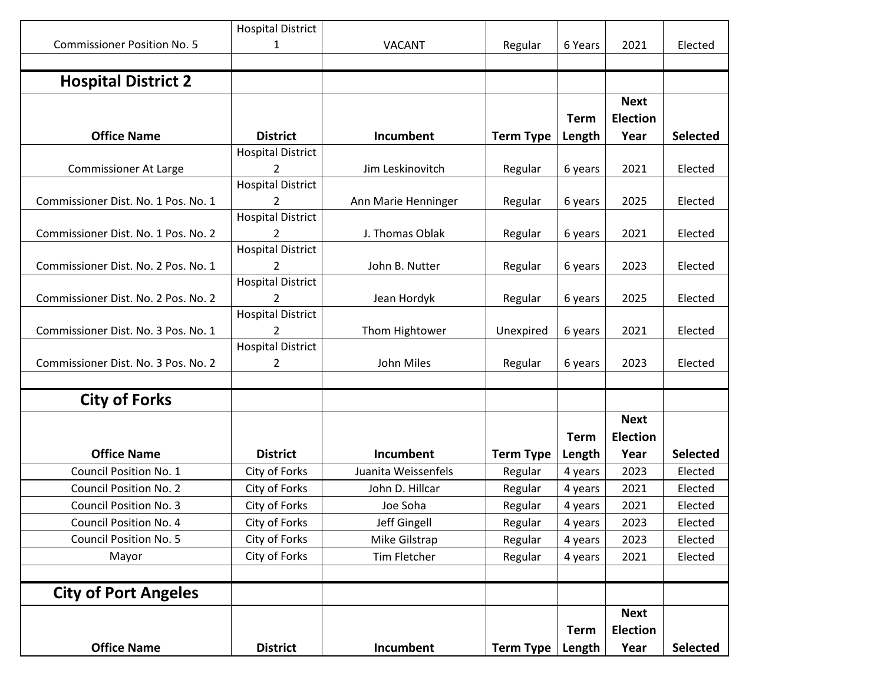| Commissioner Position No. 5 | Hospital District 1 | VACANT | Regular | 6 Years | 2021 | Elected |
|---|---|---|---|---|---|---|

## Hospital District 2

| Office Name | District | Incumbent | Term Type | Term Length | Next Election Year | Selected |
|---|---|---|---|---|---|---|
| Commissioner At Large | Hospital District 2 | Jim Leskinovitch | Regular | 6 years | 2021 | Elected |
| Commissioner Dist. No. 1 Pos. No. 1 | Hospital District 2 | Ann Marie Henninger | Regular | 6 years | 2025 | Elected |
| Commissioner Dist. No. 1 Pos. No. 2 | Hospital District 2 | J. Thomas Oblak | Regular | 6 years | 2021 | Elected |
| Commissioner Dist. No. 2 Pos. No. 1 | Hospital District 2 | John B. Nutter | Regular | 6 years | 2023 | Elected |
| Commissioner Dist. No. 2 Pos. No. 2 | Hospital District 2 | Jean Hordyk | Regular | 6 years | 2025 | Elected |
| Commissioner Dist. No. 3 Pos. No. 1 | Hospital District 2 | Thom Hightower | Unexpired | 6 years | 2021 | Elected |
| Commissioner Dist. No. 3 Pos. No. 2 | Hospital District 2 | John Miles | Regular | 6 years | 2023 | Elected |

## City of Forks

| Office Name | District | Incumbent | Term Type | Term Length | Next Election Year | Selected |
|---|---|---|---|---|---|---|
| Council Position No. 1 | City of Forks | Juanita Weissenfels | Regular | 4 years | 2023 | Elected |
| Council Position No. 2 | City of Forks | John D. Hillcar | Regular | 4 years | 2021 | Elected |
| Council Position No. 3 | City of Forks | Joe Soha | Regular | 4 years | 2021 | Elected |
| Council Position No. 4 | City of Forks | Jeff Gingell | Regular | 4 years | 2023 | Elected |
| Council Position No. 5 | City of Forks | Mike Gilstrap | Regular | 4 years | 2023 | Elected |
| Mayor | City of Forks | Tim Fletcher | Regular | 4 years | 2021 | Elected |

## City of Port Angeles

| Office Name | District | Incumbent | Term Type | Term Length | Next Election Year | Selected |
|---|---|---|---|---|---|---|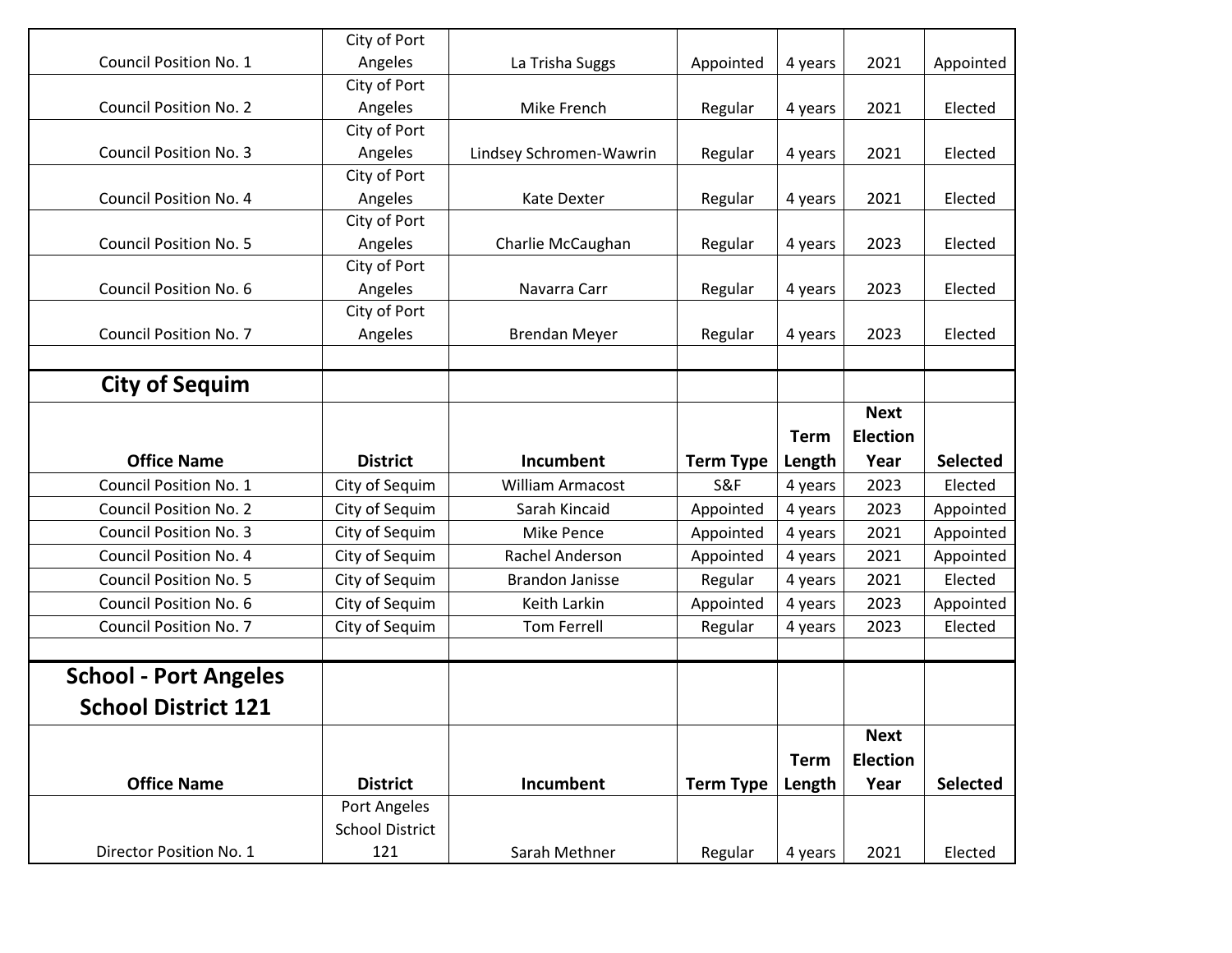| Council Position No. 1 | City of Port Angeles | La Trisha Suggs | Appointed | 4 years | 2021 | Appointed |
|---|---|---|---|---|---|---|
| Council Position No. 2 | City of Port Angeles | Mike French | Regular | 4 years | 2021 | Elected |
| Council Position No. 3 | City of Port Angeles | Lindsey Schromen-Wawrin | Regular | 4 years | 2021 | Elected |
| Council Position No. 4 | City of Port Angeles | Kate Dexter | Regular | 4 years | 2021 | Elected |
| Council Position No. 5 | City of Port Angeles | Charlie McCaughan | Regular | 4 years | 2023 | Elected |
| Council Position No. 6 | City of Port Angeles | Navarra Carr | Regular | 4 years | 2023 | Elected |
| Council Position No. 7 | City of Port Angeles | Brendan Meyer | Regular | 4 years | 2023 | Elected |

## City of Sequim

| Office Name | District | Incumbent | Term Type | Term Length | Next Election Year | Selected |
|---|---|---|---|---|---|---|
| Council Position No. 1 | City of Sequim | William Armacost | S&F | 4 years | 2023 | Elected |
| Council Position No. 2 | City of Sequim | Sarah Kincaid | Appointed | 4 years | 2023 | Appointed |
| Council Position No. 3 | City of Sequim | Mike Pence | Appointed | 4 years | 2021 | Appointed |
| Council Position No. 4 | City of Sequim | Rachel Anderson | Appointed | 4 years | 2021 | Appointed |
| Council Position No. 5 | City of Sequim | Brandon Janisse | Regular | 4 years | 2021 | Elected |
| Council Position No. 6 | City of Sequim | Keith Larkin | Appointed | 4 years | 2023 | Appointed |
| Council Position No. 7 | City of Sequim | Tom Ferrell | Regular | 4 years | 2023 | Elected |

## School - Port Angeles School District 121

| Office Name | District | Incumbent | Term Type | Term Length | Next Election Year | Selected |
|---|---|---|---|---|---|---|
| Director Position No. 1 | Port Angeles School District 121 | Sarah Methner | Regular | 4 years | 2021 | Elected |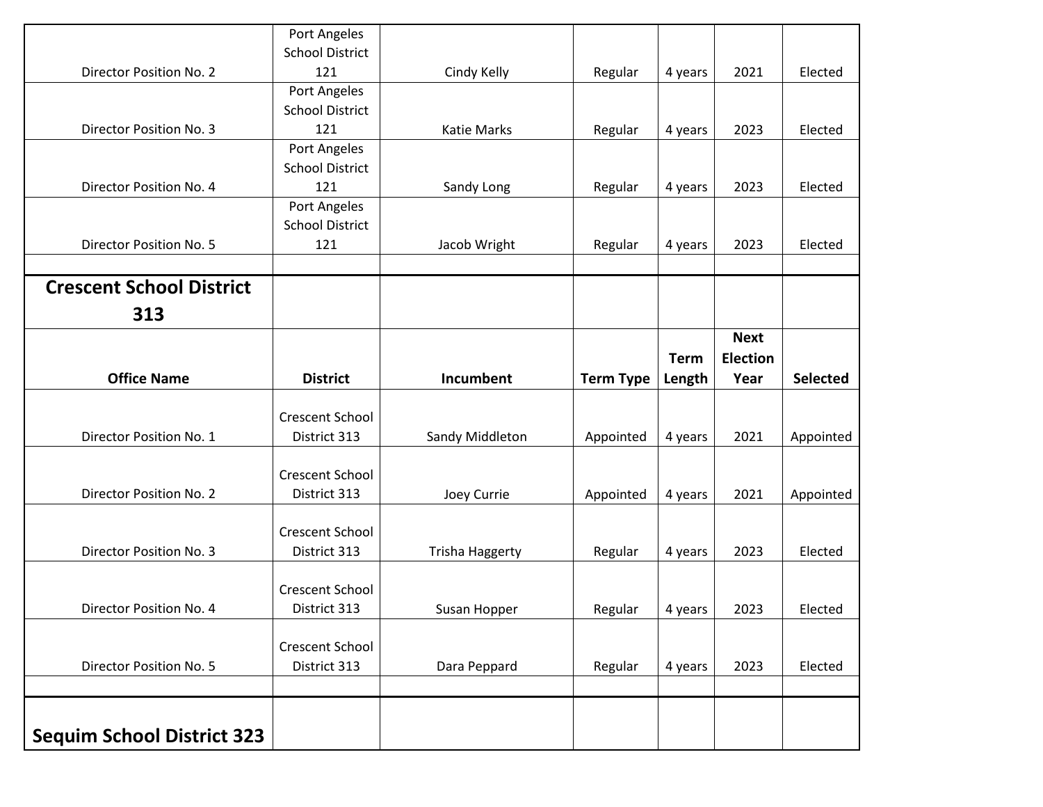| | | | | | | |
|---|---|---|---|---|---|---|
| Director Position No. 2 | Port Angeles School District 121 | Cindy Kelly | Regular | 4 years | 2021 | Elected |
| Director Position No. 3 | Port Angeles School District 121 | Katie Marks | Regular | 4 years | 2023 | Elected |
| Director Position No. 4 | Port Angeles School District 121 | Sandy Long | Regular | 4 years | 2023 | Elected |
| Director Position No. 5 | Port Angeles School District 121 | Jacob Wright | Regular | 4 years | 2023 | Elected |

## Crescent School District 313

| Office Name | District | Incumbent | Term Type | Term Length | Next Election Year | Selected |
|---|---|---|---|---|---|---|
| Director Position No. 1 | Crescent School District 313 | Sandy Middleton | Appointed | 4 years | 2021 | Appointed |
| Director Position No. 2 | Crescent School District 313 | Joey Currie | Appointed | 4 years | 2021 | Appointed |
| Director Position No. 3 | Crescent School District 313 | Trisha Haggerty | Regular | 4 years | 2023 | Elected |
| Director Position No. 4 | Crescent School District 313 | Susan Hopper | Regular | 4 years | 2023 | Elected |
| Director Position No. 5 | Crescent School District 313 | Dara Peppard | Regular | 4 years | 2023 | Elected |

## Sequim School District 323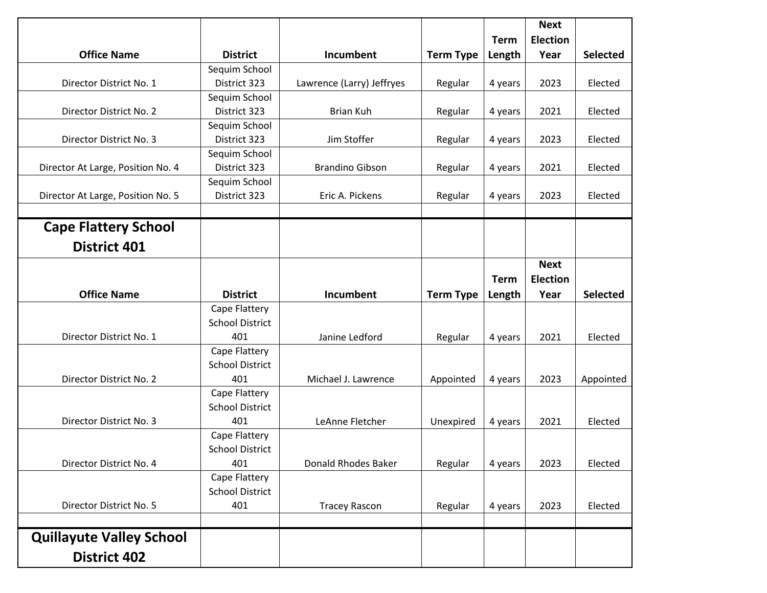| Office Name | District | Incumbent | Term Type | Term Length | Next Election Year | Selected |
|---|---|---|---|---|---|---|
| Director District No. 1 | Sequim School District 323 | Lawrence (Larry) Jeffryes | Regular | 4 years | 2023 | Elected |
| Director District No. 2 | Sequim School District 323 | Brian Kuh | Regular | 4 years | 2021 | Elected |
| Director District No. 3 | Sequim School District 323 | Jim Stoffer | Regular | 4 years | 2023 | Elected |
| Director At Large, Position No. 4 | Sequim School District 323 | Brandino Gibson | Regular | 4 years | 2021 | Elected |
| Director At Large, Position No. 5 | Sequim School District 323 | Eric A. Pickens | Regular | 4 years | 2023 | Elected |

## Cape Flattery School District 401

| Office Name | District | Incumbent | Term Type | Term Length | Next Election Year | Selected |
|---|---|---|---|---|---|---|
| Director District No. 1 | Cape Flattery School District 401 | Janine Ledford | Regular | 4 years | 2021 | Elected |
| Director District No. 2 | Cape Flattery School District 401 | Michael J. Lawrence | Appointed | 4 years | 2023 | Appointed |
| Director District No. 3 | Cape Flattery School District 401 | LeAnne Fletcher | Unexpired | 4 years | 2021 | Elected |
| Director District No. 4 | Cape Flattery School District 401 | Donald Rhodes Baker | Regular | 4 years | 2023 | Elected |
| Director District No. 5 | Cape Flattery School District 401 | Tracey Rascon | Regular | 4 years | 2023 | Elected |

## Quillayute Valley School District 402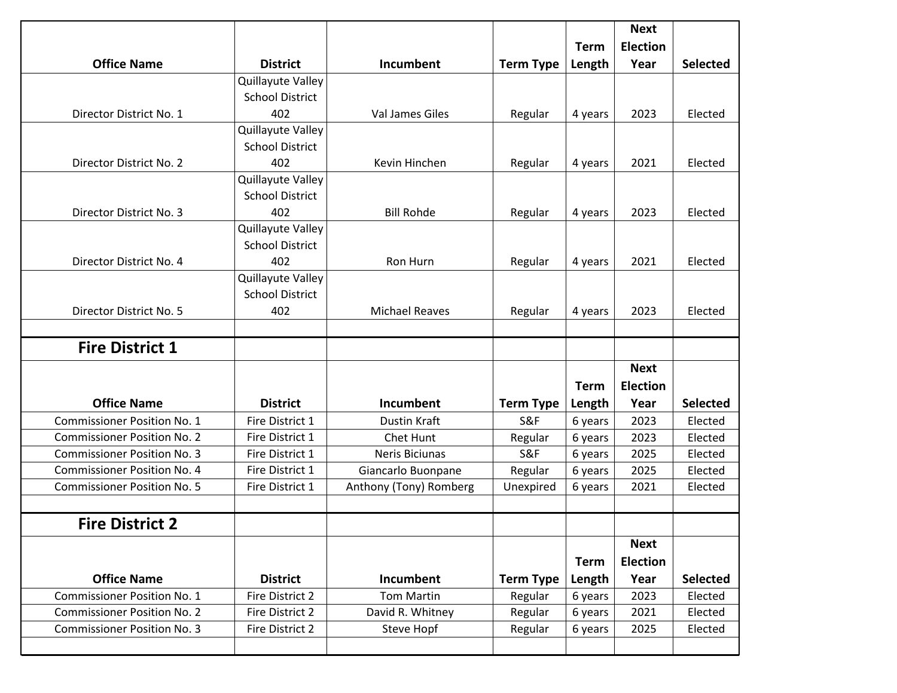| Office Name | District | Incumbent | Term Type | Term Length | Next Election Year | Selected |
|---|---|---|---|---|---|---|
| Director District No. 1 | Quillayute Valley School District 402 | Val James Giles | Regular | 4 years | 2023 | Elected |
| Director District No. 2 | Quillayute Valley School District 402 | Kevin Hinchen | Regular | 4 years | 2021 | Elected |
| Director District No. 3 | Quillayute Valley School District 402 | Bill Rohde | Regular | 4 years | 2023 | Elected |
| Director District No. 4 | Quillayute Valley School District 402 | Ron Hurn | Regular | 4 years | 2021 | Elected |
| Director District No. 5 | Quillayute Valley School District 402 | Michael Reaves | Regular | 4 years | 2023 | Elected |

## Fire District 1

| Office Name | District | Incumbent | Term Type | Term Length | Next Election Year | Selected |
|---|---|---|---|---|---|---|
| Commissioner Position No. 1 | Fire District 1 | Dustin Kraft | S&F | 6 years | 2023 | Elected |
| Commissioner Position No. 2 | Fire District 1 | Chet Hunt | Regular | 6 years | 2023 | Elected |
| Commissioner Position No. 3 | Fire District 1 | Neris Biciunas | S&F | 6 years | 2025 | Elected |
| Commissioner Position No. 4 | Fire District 1 | Giancarlo Buonpane | Regular | 6 years | 2025 | Elected |
| Commissioner Position No. 5 | Fire District 1 | Anthony (Tony) Romberg | Unexpired | 6 years | 2021 | Elected |

## Fire District 2

| Office Name | District | Incumbent | Term Type | Term Length | Next Election Year | Selected |
|---|---|---|---|---|---|---|
| Commissioner Position No. 1 | Fire District 2 | Tom Martin | Regular | 6 years | 2023 | Elected |
| Commissioner Position No. 2 | Fire District 2 | David R. Whitney | Regular | 6 years | 2021 | Elected |
| Commissioner Position No. 3 | Fire District 2 | Steve Hopf | Regular | 6 years | 2025 | Elected |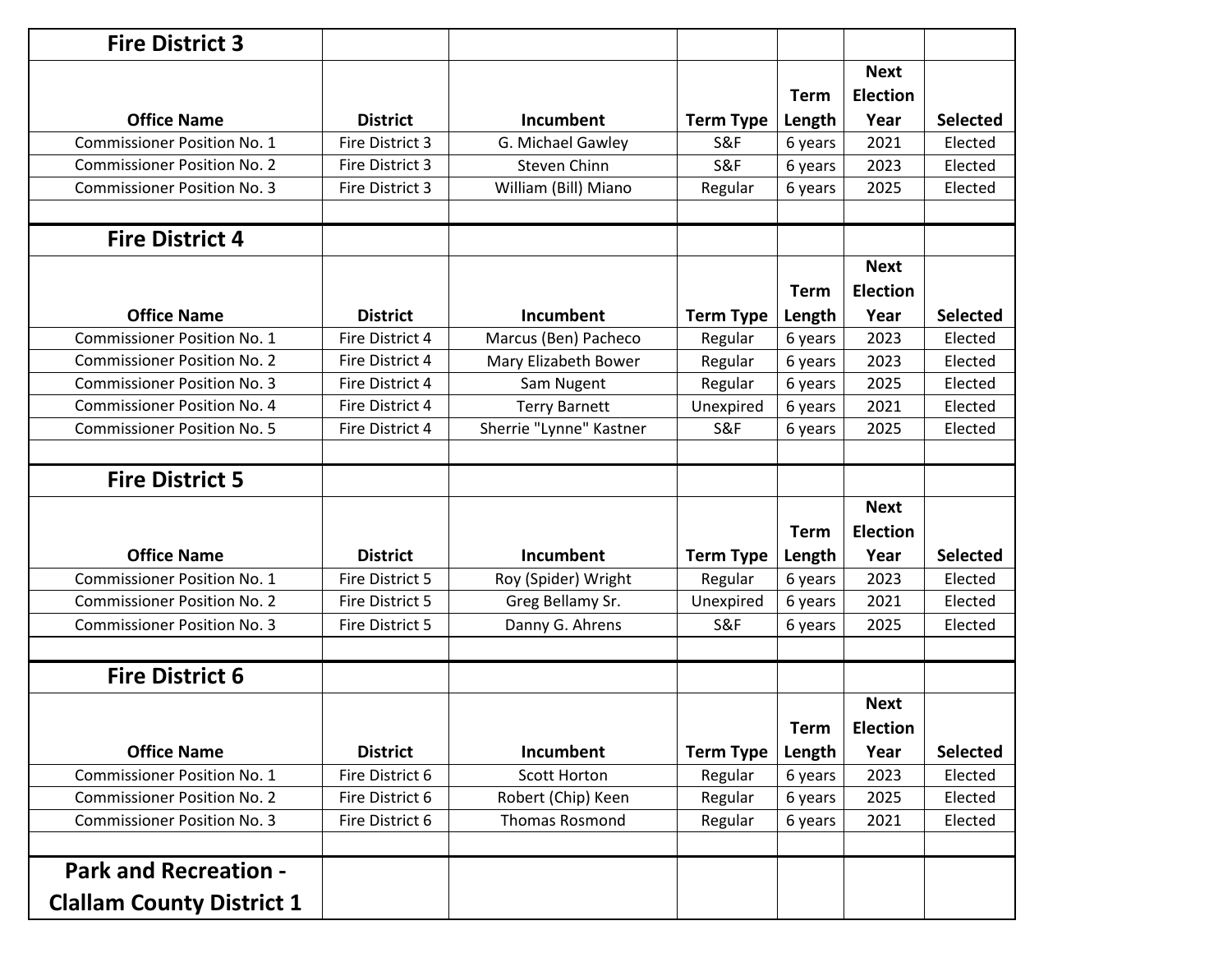## Fire District 3

| Office Name | District | Incumbent | Term Type | Term Length | Next Election Year | Selected |
|---|---|---|---|---|---|---|
| Commissioner Position No. 1 | Fire District 3 | G. Michael Gawley | S&F | 6 years | 2021 | Elected |
| Commissioner Position No. 2 | Fire District 3 | Steven Chinn | S&F | 6 years | 2023 | Elected |
| Commissioner Position No. 3 | Fire District 3 | William (Bill) Miano | Regular | 6 years | 2025 | Elected |

## Fire District 4

| Office Name | District | Incumbent | Term Type | Term Length | Next Election Year | Selected |
|---|---|---|---|---|---|---|
| Commissioner Position No. 1 | Fire District 4 | Marcus (Ben) Pacheco | Regular | 6 years | 2023 | Elected |
| Commissioner Position No. 2 | Fire District 4 | Mary Elizabeth Bower | Regular | 6 years | 2023 | Elected |
| Commissioner Position No. 3 | Fire District 4 | Sam Nugent | Regular | 6 years | 2025 | Elected |
| Commissioner Position No. 4 | Fire District 4 | Terry Barnett | Unexpired | 6 years | 2021 | Elected |
| Commissioner Position No. 5 | Fire District 4 | Sherrie "Lynne" Kastner | S&F | 6 years | 2025 | Elected |

## Fire District 5

| Office Name | District | Incumbent | Term Type | Term Length | Next Election Year | Selected |
|---|---|---|---|---|---|---|
| Commissioner Position No. 1 | Fire District 5 | Roy (Spider) Wright | Regular | 6 years | 2023 | Elected |
| Commissioner Position No. 2 | Fire District 5 | Greg Bellamy Sr. | Unexpired | 6 years | 2021 | Elected |
| Commissioner Position No. 3 | Fire District 5 | Danny G. Ahrens | S&F | 6 years | 2025 | Elected |

## Fire District 6

| Office Name | District | Incumbent | Term Type | Term Length | Next Election Year | Selected |
|---|---|---|---|---|---|---|
| Commissioner Position No. 1 | Fire District 6 | Scott Horton | Regular | 6 years | 2023 | Elected |
| Commissioner Position No. 2 | Fire District 6 | Robert (Chip) Keen | Regular | 6 years | 2025 | Elected |
| Commissioner Position No. 3 | Fire District 6 | Thomas Rosmond | Regular | 6 years | 2021 | Elected |

## Park and Recreation - Clallam County District 1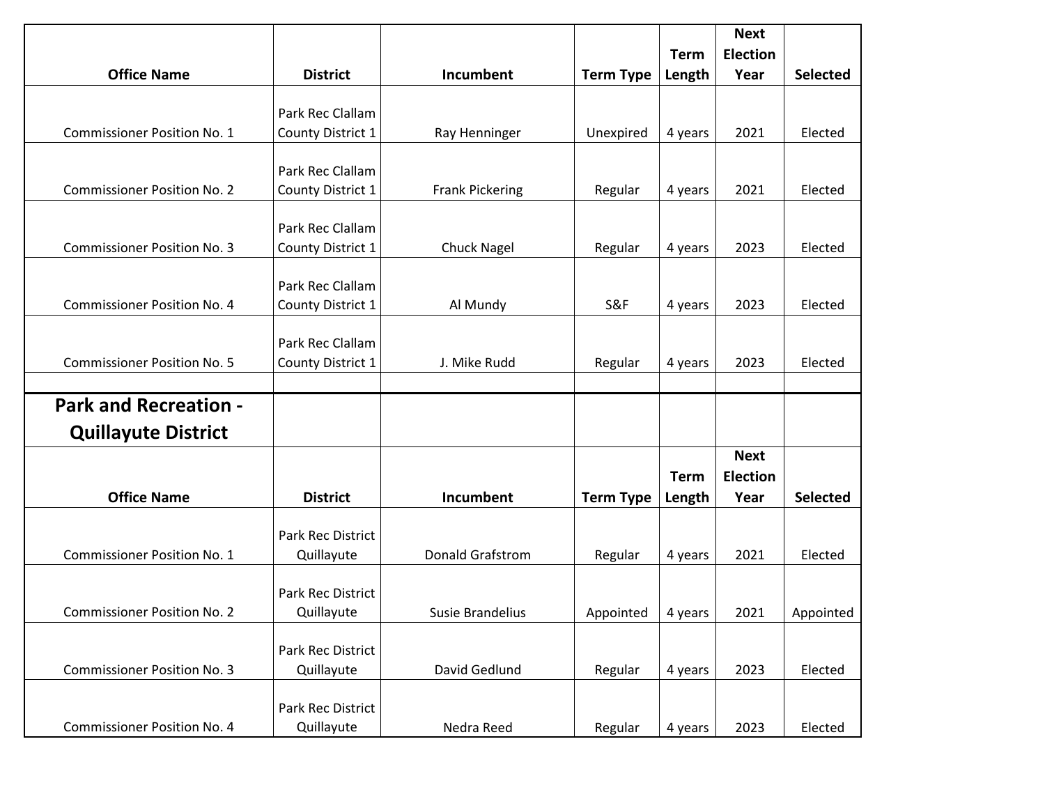| Office Name | District | Incumbent | Term Type | Term Length | Next Election Year | Selected |
|---|---|---|---|---|---|---|
| Commissioner Position No. 1 | Park Rec Clallam County District 1 | Ray Henninger | Unexpired | 4 years | 2021 | Elected |
| Commissioner Position No. 2 | Park Rec Clallam County District 1 | Frank Pickering | Regular | 4 years | 2021 | Elected |
| Commissioner Position No. 3 | Park Rec Clallam County District 1 | Chuck Nagel | Regular | 4 years | 2023 | Elected |
| Commissioner Position No. 4 | Park Rec Clallam County District 1 | Al Mundy | S&F | 4 years | 2023 | Elected |
| Commissioner Position No. 5 | Park Rec Clallam County District 1 | J. Mike Rudd | Regular | 4 years | 2023 | Elected |

## Park and Recreation - Quillayute District

| Office Name | District | Incumbent | Term Type | Term Length | Next Election Year | Selected |
|---|---|---|---|---|---|---|
| Commissioner Position No. 1 | Park Rec District Quillayute | Donald Grafstrom | Regular | 4 years | 2021 | Elected |
| Commissioner Position No. 2 | Park Rec District Quillayute | Susie Brandelius | Appointed | 4 years | 2021 | Appointed |
| Commissioner Position No. 3 | Park Rec District Quillayute | David Gedlund | Regular | 4 years | 2023 | Elected |
| Commissioner Position No. 4 | Park Rec District Quillayute | Nedra Reed | Regular | 4 years | 2023 | Elected |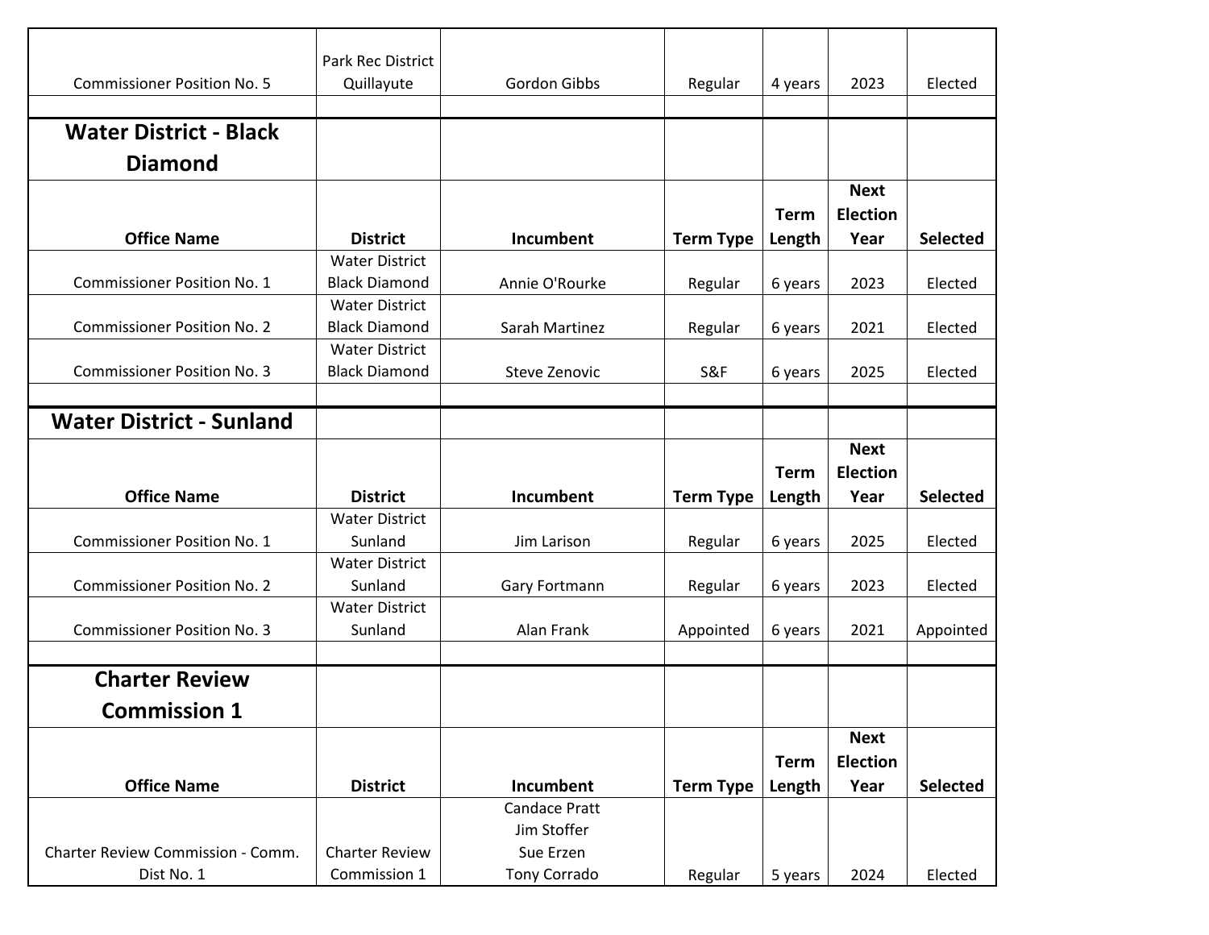| | | | | | | |
|---|---|---|---|---|---|---|
| Commissioner Position No. 5 | Park Rec District Quillayute | Gordon Gibbs | Regular | 4 years | 2023 | Elected |

## Water District - Black Diamond

| Office Name | District | Incumbent | Term Type | Term Length | Next Election Year | Selected |
|---|---|---|---|---|---|---|
| Commissioner Position No. 1 | Water District Black Diamond | Annie O'Rourke | Regular | 6 years | 2023 | Elected |
| Commissioner Position No. 2 | Water District Black Diamond | Sarah Martinez | Regular | 6 years | 2021 | Elected |
| Commissioner Position No. 3 | Water District Black Diamond | Steve Zenovic | S&F | 6 years | 2025 | Elected |

## Water District - Sunland

| Office Name | District | Incumbent | Term Type | Term Length | Next Election Year | Selected |
|---|---|---|---|---|---|---|
| Commissioner Position No. 1 | Water District Sunland | Jim Larison | Regular | 6 years | 2025 | Elected |
| Commissioner Position No. 2 | Water District Sunland | Gary Fortmann | Regular | 6 years | 2023 | Elected |
| Commissioner Position No. 3 | Water District Sunland | Alan Frank | Appointed | 6 years | 2021 | Appointed |

## Charter Review Commission 1

| Office Name | District | Incumbent | Term Type | Term Length | Next Election Year | Selected |
|---|---|---|---|---|---|---|
| Charter Review Commission - Comm. Dist No. 1 | Charter Review Commission 1 | Candace Pratt<br>Jim Stoffer<br>Sue Erzen<br>Tony Corrado | Regular | 5 years | 2024 | Elected |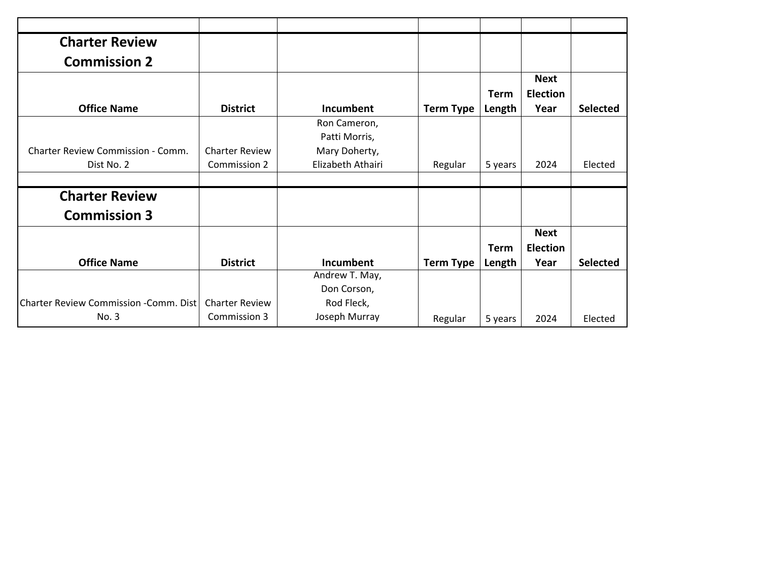## Charter Review Commission 2

| Office Name | District | Incumbent | Term Type | Term Length | Next Election Year | Selected |
|---|---|---|---|---|---|---|
| Charter Review Commission - Comm. Dist No. 2 | Charter Review Commission 2 | Ron Cameron, Patti Morris, Mary Doherty, Elizabeth Athairi | Regular | 5 years | 2024 | Elected |

## Charter Review Commission 3

| Office Name | District | Incumbent | Term Type | Term Length | Next Election Year | Selected |
|---|---|---|---|---|---|---|
| Charter Review Commission -Comm. Dist No. 3 | Charter Review Commission 3 | Andrew T. May, Don Corson, Rod Fleck, Joseph Murray | Regular | 5 years | 2024 | Elected |